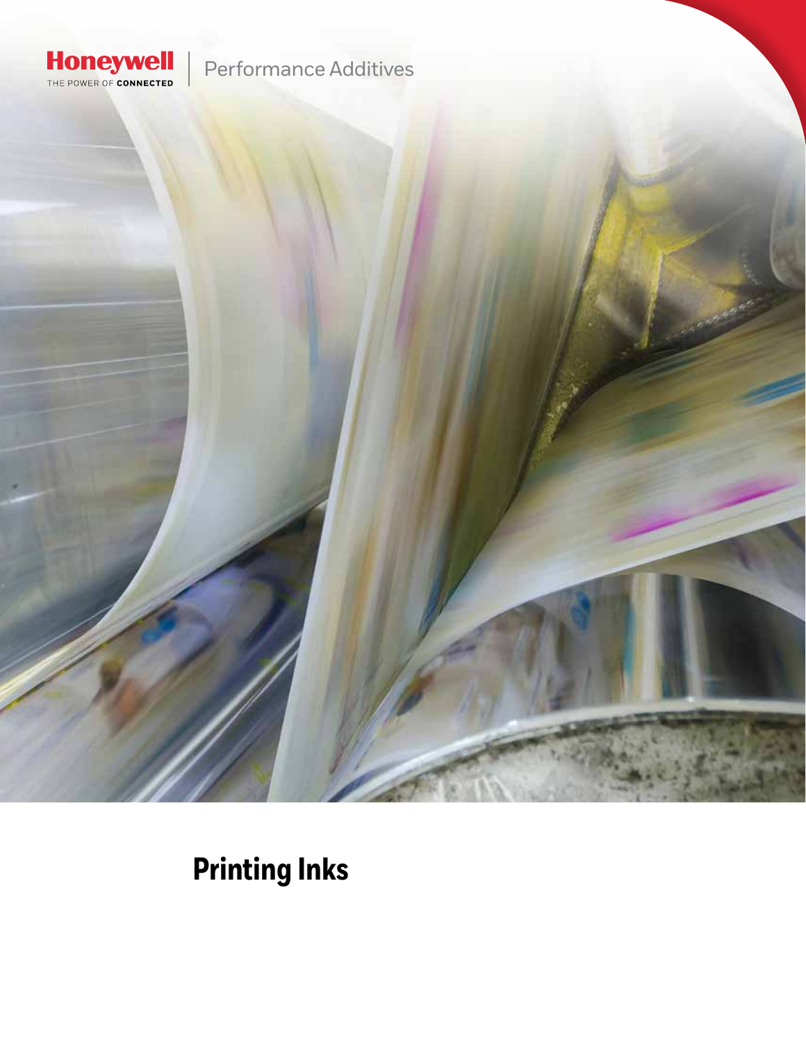Honeywell
THE POWER OF CONNECTED

Performance Additives

# Printing Inks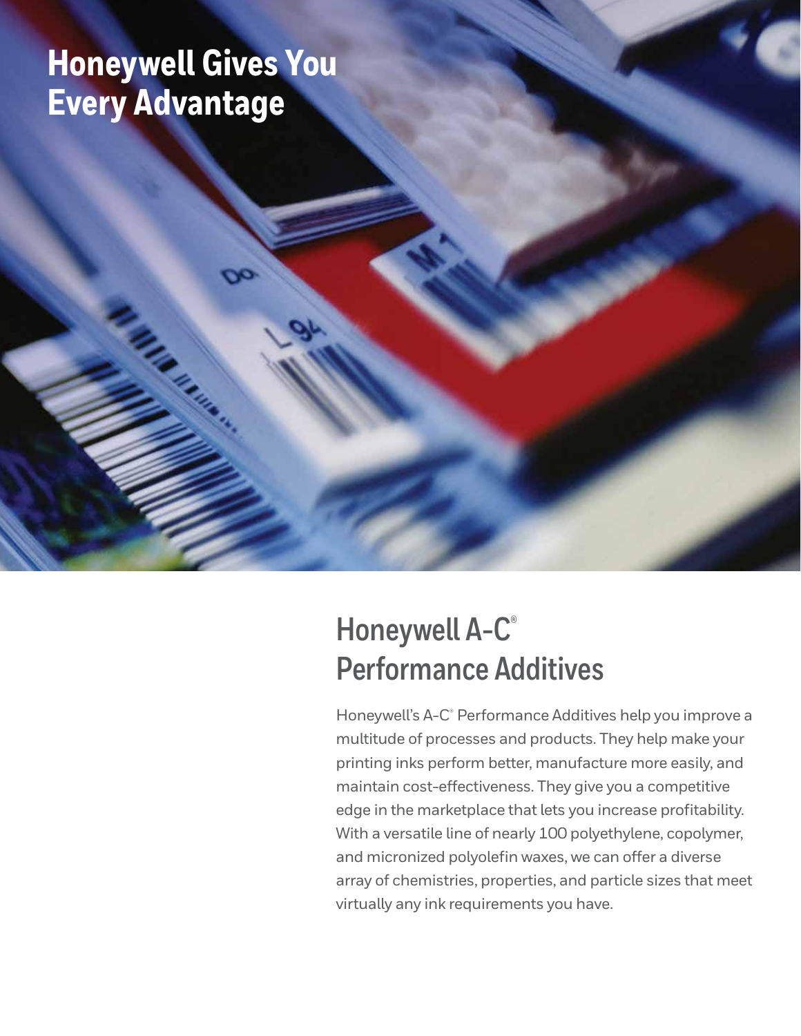# Honeywell Gives You Every Advantage

## Honeywell A-C® Performance Additives

Honeywell's A-C® Performance Additives help you improve a multitude of processes and products. They help make your printing inks perform better, manufacture more easily, and maintain cost-effectiveness. They give you a competitive edge in the marketplace that lets you increase profitability. With a versatile line of nearly 100 polyethylene, copolymer, and micronized polyolefin waxes, we can offer a diverse array of chemistries, properties, and particle sizes that meet virtually any ink requirements you have.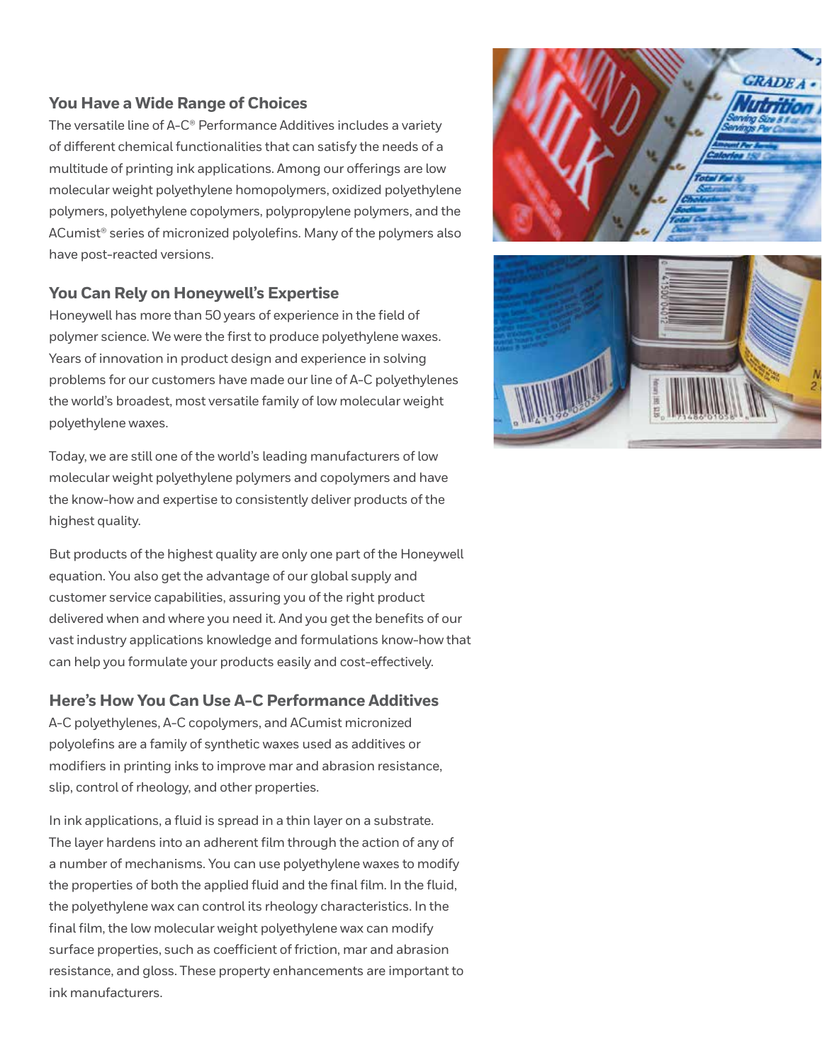## You Have a Wide Range of Choices

The versatile line of A-C® Performance Additives includes a variety of different chemical functionalities that can satisfy the needs of a multitude of printing ink applications. Among our offerings are low molecular weight polyethylene homopolymers, oxidized polyethylene polymers, polyethylene copolymers, polypropylene polymers, and the ACumist® series of micronized polyolefins. Many of the polymers also have post-reacted versions.

## You Can Rely on Honeywell's Expertise

Honeywell has more than 50 years of experience in the field of polymer science. We were the first to produce polyethylene waxes. Years of innovation in product design and experience in solving problems for our customers have made our line of A-C polyethylenes the world's broadest, most versatile family of low molecular weight polyethylene waxes.

Today, we are still one of the world's leading manufacturers of low molecular weight polyethylene polymers and copolymers and have the know-how and expertise to consistently deliver products of the highest quality.

But products of the highest quality are only one part of the Honeywell equation. You also get the advantage of our global supply and customer service capabilities, assuring you of the right product delivered when and where you need it. And you get the benefits of our vast industry applications knowledge and formulations know-how that can help you formulate your products easily and cost-effectively.

## Here's How You Can Use A-C Performance Additives

A-C polyethylenes, A-C copolymers, and ACumist micronized polyolefins are a family of synthetic waxes used as additives or modifiers in printing inks to improve mar and abrasion resistance, slip, control of rheology, and other properties.

In ink applications, a fluid is spread in a thin layer on a substrate. The layer hardens into an adherent film through the action of any of a number of mechanisms. You can use polyethylene waxes to modify the properties of both the applied fluid and the final film. In the fluid, the polyethylene wax can control its rheology characteristics. In the final film, the low molecular weight polyethylene wax can modify surface properties, such as coefficient of friction, mar and abrasion resistance, and gloss. These property enhancements are important to ink manufacturers.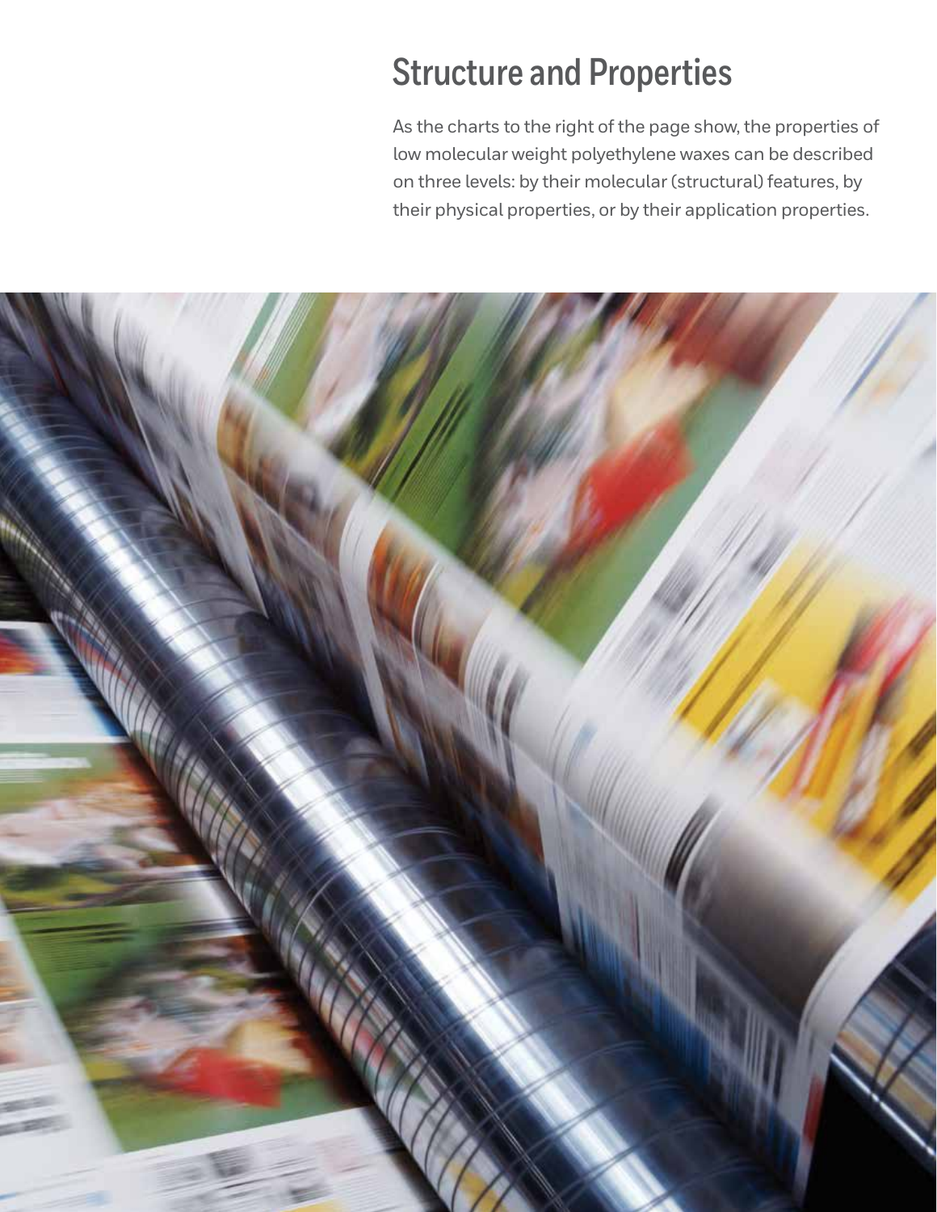## Structure and Properties

As the charts to the right of the page show, the properties of low molecular weight polyethylene waxes can be described on three levels: by their molecular (structural) features, by their physical properties, or by their application properties.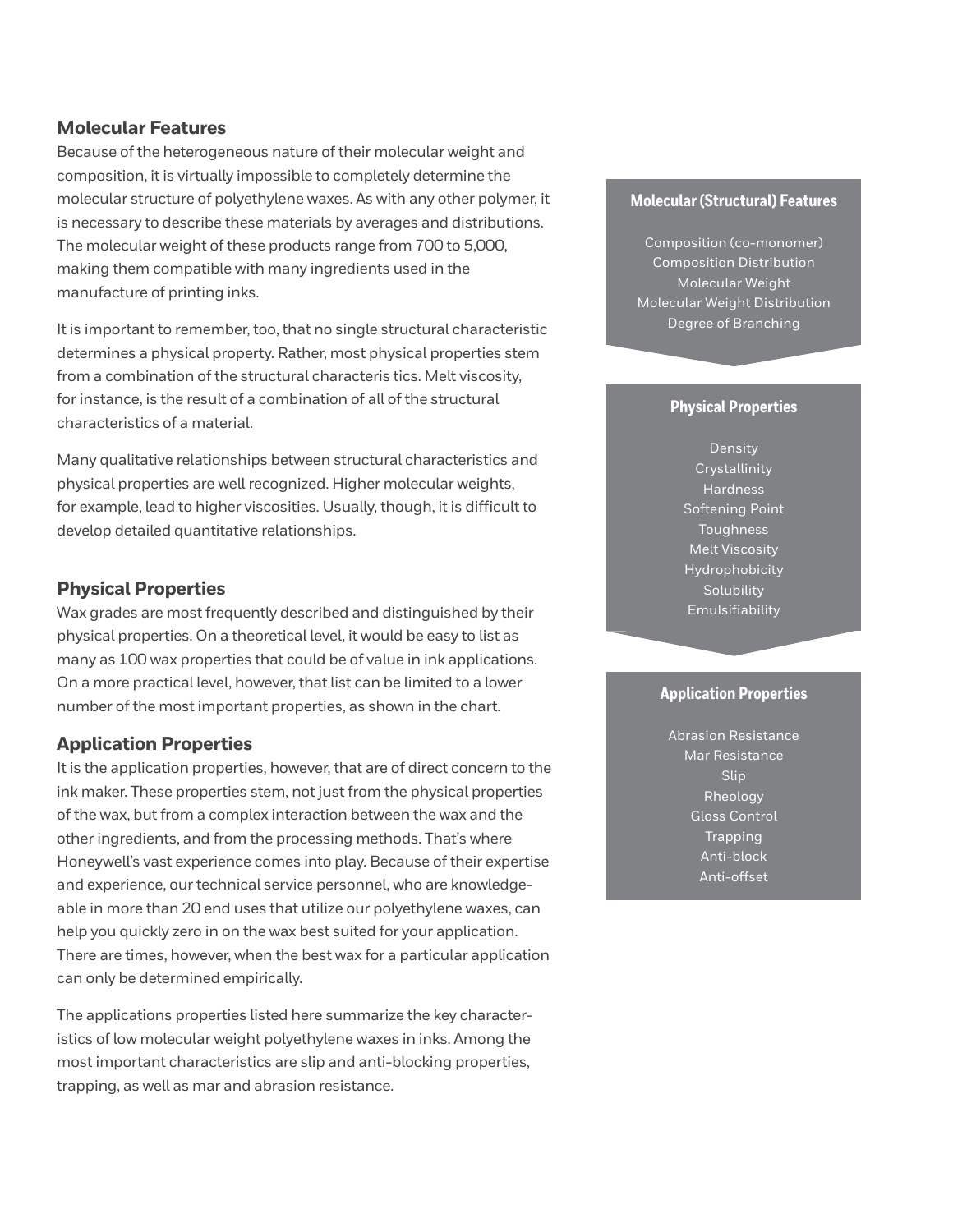## Molecular Features

Because of the heterogeneous nature of their molecular weight and composition, it is virtually impossible to completely determine the molecular structure of polyethylene waxes. As with any other polymer, it is necessary to describe these materials by averages and distributions. The molecular weight of these products range from 700 to 5,000, making them compatible with many ingredients used in the manufacture of printing inks.

It is important to remember, too, that no single structural characteristic determines a physical property. Rather, most physical properties stem from a combination of the structural characteris tics. Melt viscosity, for instance, is the result of a combination of all of the structural characteristics of a material.

Many qualitative relationships between structural characteristics and physical properties are well recognized. Higher molecular weights, for example, lead to higher viscosities. Usually, though, it is difficult to develop detailed quantitative relationships.

## Physical Properties

Wax grades are most frequently described and distinguished by their physical properties. On a theoretical level, it would be easy to list as many as 100 wax properties that could be of value in ink applications. On a more practical level, however, that list can be limited to a lower number of the most important properties, as shown in the chart.

## Application Properties

It is the application properties, however, that are of direct concern to the ink maker. These properties stem, not just from the physical properties of the wax, but from a complex interaction between the wax and the other ingredients, and from the processing methods. That's where Honeywell's vast experience comes into play. Because of their expertise and experience, our technical service personnel, who are knowledge-able in more than 20 end uses that utilize our polyethylene waxes, can help you quickly zero in on the wax best suited for your application. There are times, however, when the best wax for a particular application can only be determined empirically.

The applications properties listed here summarize the key character-istics of low molecular weight polyethylene waxes in inks. Among the most important characteristics are slip and anti-blocking properties, trapping, as well as mar and abrasion resistance.

**Molecular (Structural) Features**

- Composition (co-monomer)
- Composition Distribution
- Molecular Weight
- Molecular Weight Distribution
- Degree of Branching

**Physical Properties**

- Density
- Crystallinity
- Hardness
- Softening Point
- Toughness
- Melt Viscosity
- Hydrophobicity
- Solubility
- Emulsifiability

**Application Properties**

- Abrasion Resistance
- Mar Resistance
- Slip
- Rheology
- Gloss Control
- Trapping
- Anti-block
- Anti-offset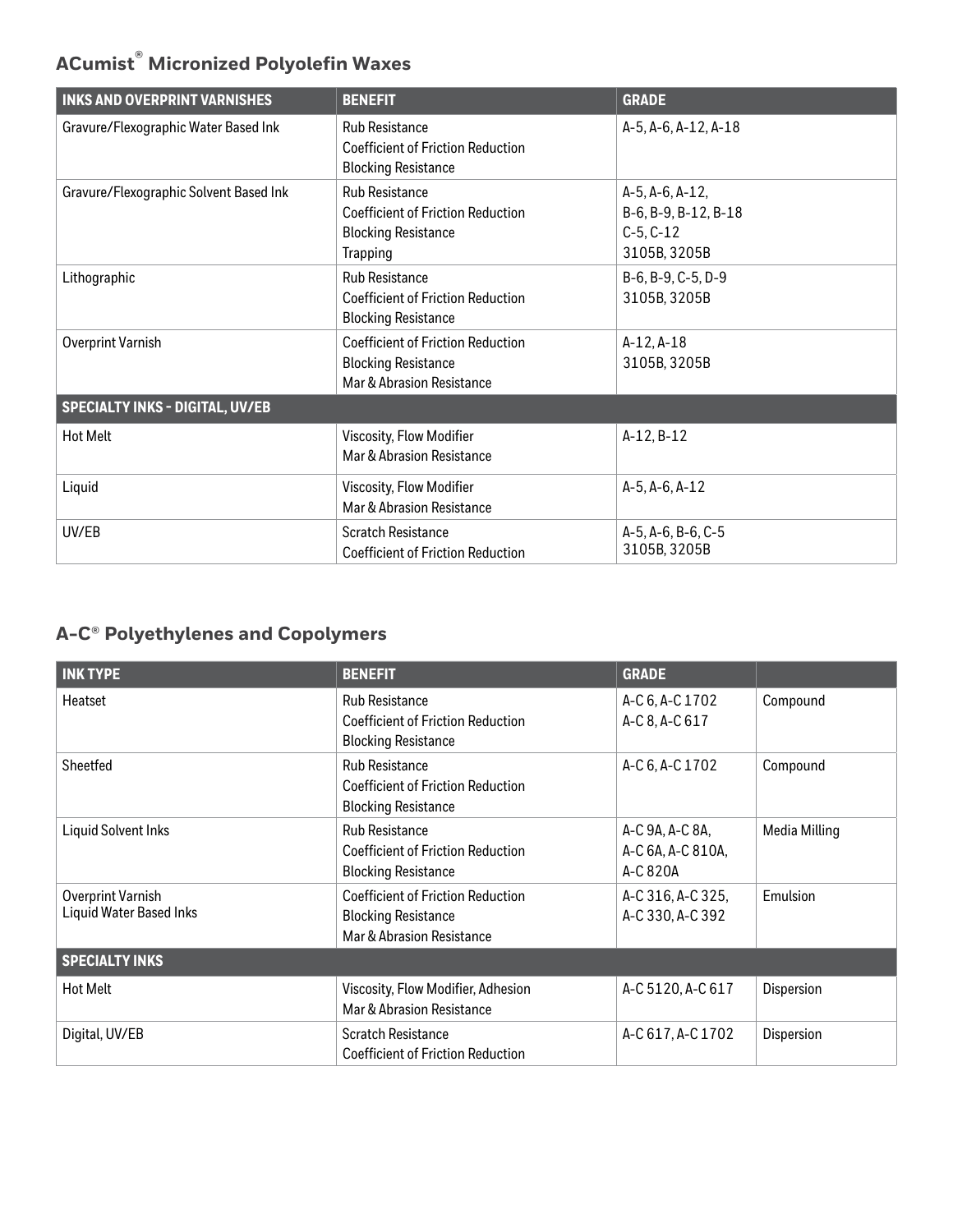## ACumist® Micronized Polyolefin Waxes

| INKS AND OVERPRINT VARNISHES | BENEFIT | GRADE |
|---|---|---|
| Gravure/Flexographic Water Based Ink | Rub Resistance<br>Coefficient of Friction Reduction<br>Blocking Resistance | A-5, A-6, A-12, A-18 |
| Gravure/Flexographic Solvent Based Ink | Rub Resistance<br>Coefficient of Friction Reduction<br>Blocking Resistance<br>Trapping | A-5, A-6, A-12,<br>B-6, B-9, B-12, B-18<br>C-5, C-12<br>3105B, 3205B |
| Lithographic | Rub Resistance<br>Coefficient of Friction Reduction<br>Blocking Resistance | B-6, B-9, C-5, D-9<br>3105B, 3205B |
| Overprint Varnish | Coefficient of Friction Reduction<br>Blocking Resistance<br>Mar & Abrasion Resistance | A-12, A-18<br>3105B, 3205B |
| **SPECIALTY INKS - DIGITAL, UV/EB** | | |
| Hot Melt | Viscosity, Flow Modifier<br>Mar & Abrasion Resistance | A-12, B-12 |
| Liquid | Viscosity, Flow Modifier<br>Mar & Abrasion Resistance | A-5, A-6, A-12 |
| UV/EB | Scratch Resistance<br>Coefficient of Friction Reduction | A-5, A-6, B-6, C-5<br>3105B, 3205B |

## A-C® Polyethylenes and Copolymers

| INK TYPE | BENEFIT | GRADE | |
|---|---|---|---|
| Heatset | Rub Resistance<br>Coefficient of Friction Reduction<br>Blocking Resistance | A-C 6, A-C 1702<br>A-C 8, A-C 617 | Compound |
| Sheetfed | Rub Resistance<br>Coefficient of Friction Reduction<br>Blocking Resistance | A-C 6, A-C 1702 | Compound |
| Liquid Solvent Inks | Rub Resistance<br>Coefficient of Friction Reduction<br>Blocking Resistance | A-C 9A, A-C 8A,<br>A-C 6A, A-C 810A,<br>A-C 820A | Media Milling |
| Overprint Varnish<br>Liquid Water Based Inks | Coefficient of Friction Reduction<br>Blocking Resistance<br>Mar & Abrasion Resistance | A-C 316, A-C 325,<br>A-C 330, A-C 392 | Emulsion |
| **SPECIALTY INKS** | | | |
| Hot Melt | Viscosity, Flow Modifier, Adhesion<br>Mar & Abrasion Resistance | A-C 5120, A-C 617 | Dispersion |
| Digital, UV/EB | Scratch Resistance<br>Coefficient of Friction Reduction | A-C 617, A-C 1702 | Dispersion |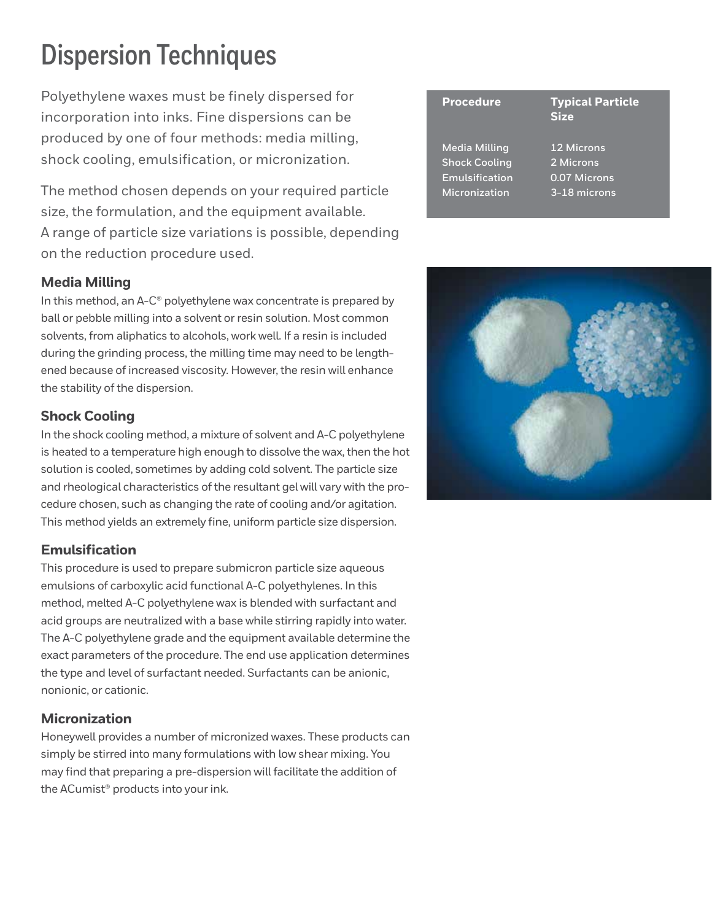# Dispersion Techniques

Polyethylene waxes must be finely dispersed for incorporation into inks. Fine dispersions can be produced by one of four methods: media milling, shock cooling, emulsification, or micronization.

The method chosen depends on your required particle size, the formulation, and the equipment available. A range of particle size variations is possible, depending on the reduction procedure used.

| Procedure | Typical Particle Size |
|---|---|
| Media Milling | 12 Microns |
| Shock Cooling | 2 Microns |
| Emulsification | 0.07 Microns |
| Micronization | 3-18 microns |

### Media Milling

In this method, an A-C® polyethylene wax concentrate is prepared by ball or pebble milling into a solvent or resin solution. Most common solvents, from aliphatics to alcohols, work well. If a resin is included during the grinding process, the milling time may need to be lengthened because of increased viscosity. However, the resin will enhance the stability of the dispersion.

### Shock Cooling

In the shock cooling method, a mixture of solvent and A-C polyethylene is heated to a temperature high enough to dissolve the wax, then the hot solution is cooled, sometimes by adding cold solvent. The particle size and rheological characteristics of the resultant gel will vary with the procedure chosen, such as changing the rate of cooling and/or agitation. This method yields an extremely fine, uniform particle size dispersion.

### Emulsification

This procedure is used to prepare submicron particle size aqueous emulsions of carboxylic acid functional A-C polyethylenes. In this method, melted A-C polyethylene wax is blended with surfactant and acid groups are neutralized with a base while stirring rapidly into water. The A-C polyethylene grade and the equipment available determine the exact parameters of the procedure. The end use application determines the type and level of surfactant needed. Surfactants can be anionic, nonionic, or cationic.

### Micronization

Honeywell provides a number of micronized waxes. These products can simply be stirred into many formulations with low shear mixing. You may find that preparing a pre-dispersion will facilitate the addition of the ACumist® products into your ink.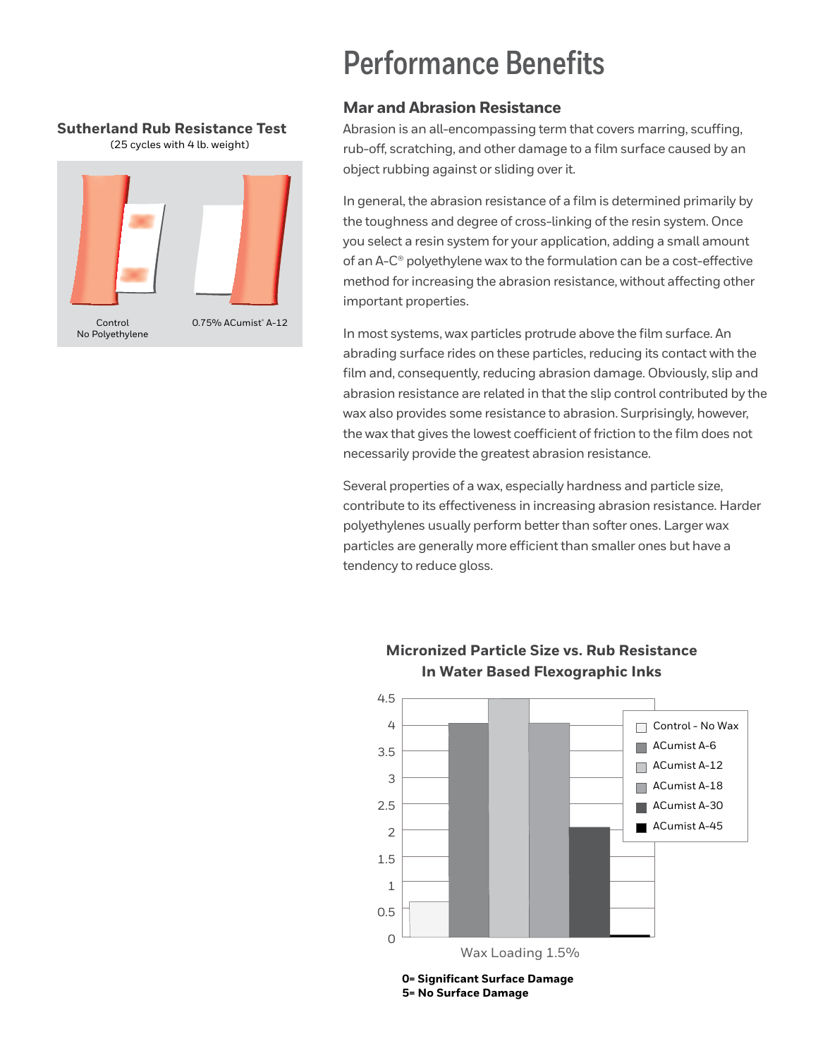# Performance Benefits

**Sutherland Rub Resistance Test**
(25 cycles with 4 lb. weight)

Control
No Polyethylene

0.75% ACumist® A-12

## Mar and Abrasion Resistance

Abrasion is an all-encompassing term that covers marring, scuffing, rub-off, scratching, and other damage to a film surface caused by an object rubbing against or sliding over it.

In general, the abrasion resistance of a film is determined primarily by the toughness and degree of cross-linking of the resin system. Once you select a resin system for your application, adding a small amount of an A-C® polyethylene wax to the formulation can be a cost-effective method for increasing the abrasion resistance, without affecting other important properties.

In most systems, wax particles protrude above the film surface. An abrading surface rides on these particles, reducing its contact with the film and, consequently, reducing abrasion damage. Obviously, slip and abrasion resistance are related in that the slip control contributed by the wax also provides some resistance to abrasion. Surprisingly, however, the wax that gives the lowest coefficient of friction to the film does not necessarily provide the greatest abrasion resistance.

Several properties of a wax, especially hardness and particle size, contribute to its effectiveness in increasing abrasion resistance. Harder polyethylenes usually perform better than softer ones. Larger wax particles are generally more efficient than smaller ones but have a tendency to reduce gloss.

**Micronized Particle Size vs. Rub Resistance In Water Based Flexographic Inks**

| Wax Loading 1.5% | Rub Resistance |
|---|---|
| Control - No Wax | 0.65 |
| ACumist A-6 | 4.05 |
| ACumist A-12 | 4.5 |
| ACumist A-18 | 4.05 |
| ACumist A-30 | 2.1 |
| ACumist A-45 | 0.05 |

**0= Significant Surface Damage**
**5= No Surface Damage**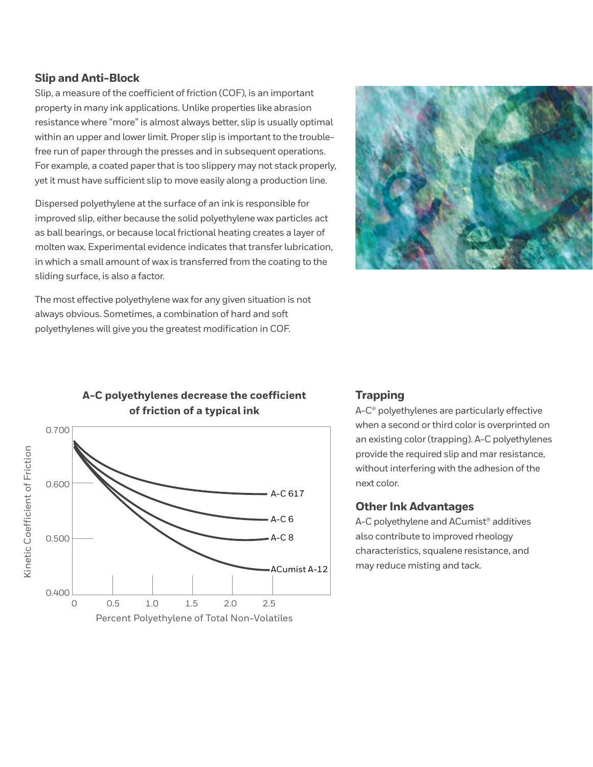## Slip and Anti-Block

Slip, a measure of the coefficient of friction (COF), is an important property in many ink applications. Unlike properties like abrasion resistance where "more" is almost always better, slip is usually optimal within an upper and lower limit. Proper slip is important to the trouble-free run of paper through the presses and in subsequent operations. For example, a coated paper that is too slippery may not stack properly, yet it must have sufficient slip to move easily along a production line.

Dispersed polyethylene at the surface of an ink is responsible for improved slip, either because the solid polyethylene wax particles act as ball bearings, or because local frictional heating creates a layer of molten wax. Experimental evidence indicates that transfer lubrication, in which a small amount of wax is transferred from the coating to the sliding surface, is also a factor.

The most effective polyethylene wax for any given situation is not always obvious. Sometimes, a combination of hard and soft polyethylenes will give you the greatest modification in COF.

**A-C polyethylenes decrease the coefficient of friction of a typical ink**

Kinetic Coefficient of Friction (0.400–0.700) vs. Percent Polyethylene of Total Non-Volatiles (0–2.5)

Curves: A-C 617, A-C 6, A-C 8, ACumist A-12

## Trapping

A-C® polyethylenes are particularly effective when a second or third color is overprinted on an existing color (trapping). A-C polyethylenes provide the required slip and mar resistance, without interfering with the adhesion of the next color.

## Other Ink Advantages

A-C polyethylene and ACumist® additives also contribute to improved rheology characteristics, squalene resistance, and may reduce misting and tack.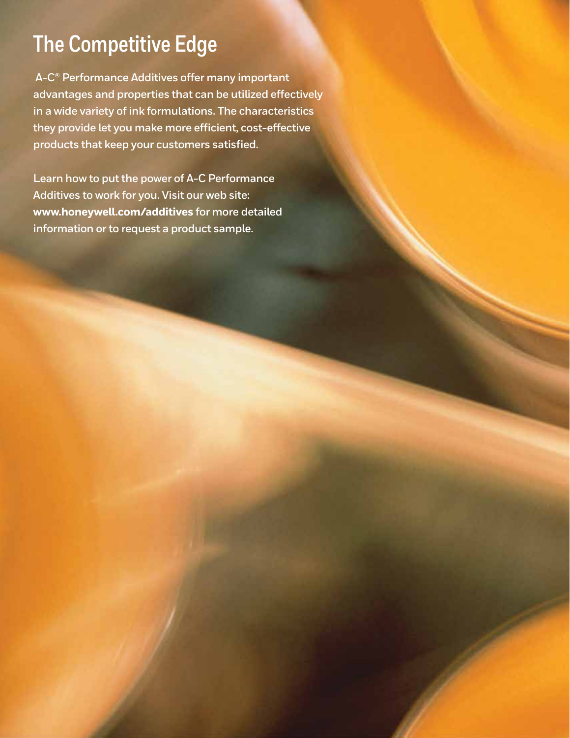# The Competitive Edge

A-C® Performance Additives offer many important advantages and properties that can be utilized effectively in a wide variety of ink formulations. The characteristics they provide let you make more efficient, cost-effective products that keep your customers satisfied.

Learn how to put the power of A-C Performance Additives to work for you. Visit our web site: **www.honeywell.com/additives** for more detailed information or to request a product sample.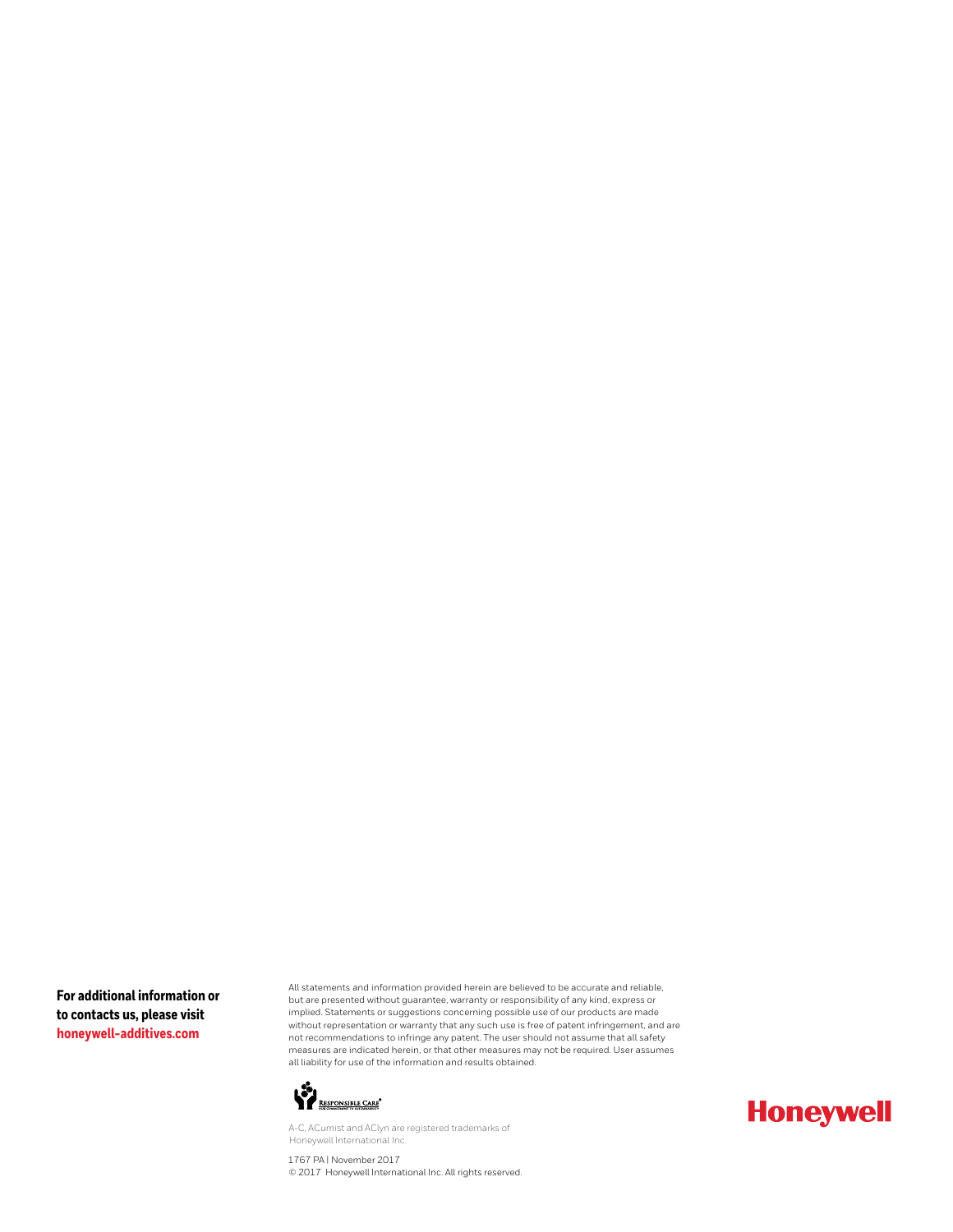**For additional information or to contacts us, please visit**
**honeywell-additives.com**

All statements and information provided herein are believed to be accurate and reliable, but are presented without guarantee, warranty or responsibility of any kind, express or implied. Statements or suggestions concerning possible use of our products are made without representation or warranty that any such use is free of patent infringement, and are not recommendations to infringe any patent. The user should not assume that all safety measures are indicated herein, or that other measures may not be required. User assumes all liability for use of the information and results obtained.

Responsible Care®

A-C, ACumist and AClyn are registered trademarks of Honeywell International Inc.

1767 PA | November 2017
© 2017 Honeywell International Inc. All rights reserved.

Honeywell